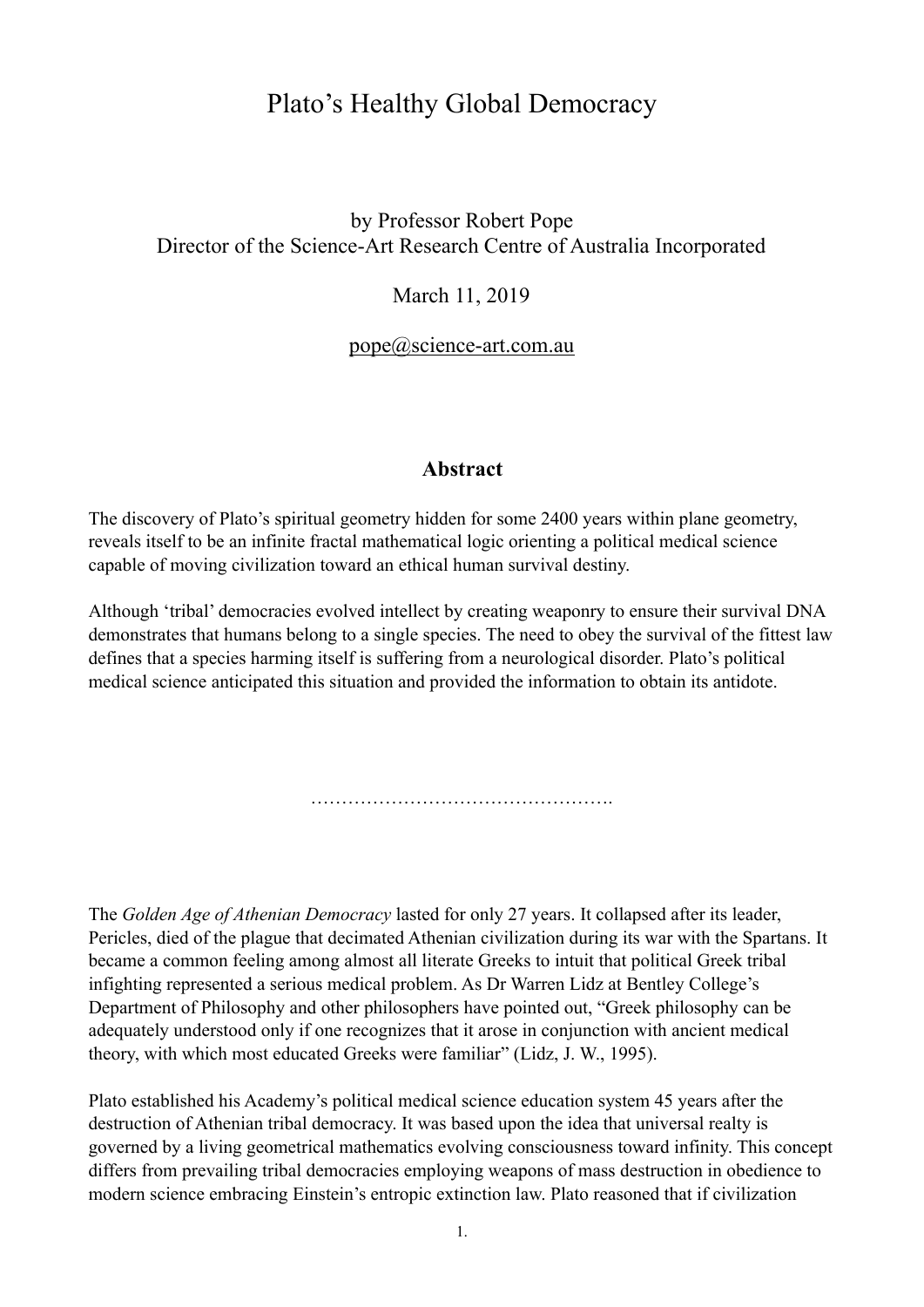# Plato's Healthy Global Democracy

by Professor Robert Pope
Director of the Science-Art Research Centre of Australia Incorporated

March 11, 2019

pope@science-art.com.au

## Abstract

The discovery of Plato's spiritual geometry hidden for some 2400 years within plane geometry, reveals itself to be an infinite fractal mathematical logic orienting a political medical science capable of moving civilization toward an ethical human survival destiny.

Although 'tribal' democracies evolved intellect by creating weaponry to ensure their survival DNA demonstrates that humans belong to a single species. The need to obey the survival of the fittest law defines that a species harming itself is suffering from a neurological disorder. Plato's political medical science anticipated this situation and provided the information to obtain its antidote.

………………………………………….

The *Golden Age of Athenian Democracy* lasted for only 27 years. It collapsed after its leader, Pericles, died of the plague that decimated Athenian civilization during its war with the Spartans. It became a common feeling among almost all literate Greeks to intuit that political Greek tribal infighting represented a serious medical problem. As Dr Warren Lidz at Bentley College's Department of Philosophy and other philosophers have pointed out, "Greek philosophy can be adequately understood only if one recognizes that it arose in conjunction with ancient medical theory, with which most educated Greeks were familiar" (Lidz, J. W., 1995).

Plato established his Academy's political medical science education system 45 years after the destruction of Athenian tribal democracy. It was based upon the idea that universal realty is governed by a living geometrical mathematics evolving consciousness toward infinity. This concept differs from prevailing tribal democracies employing weapons of mass destruction in obedience to modern science embracing Einstein's entropic extinction law. Plato reasoned that if civilization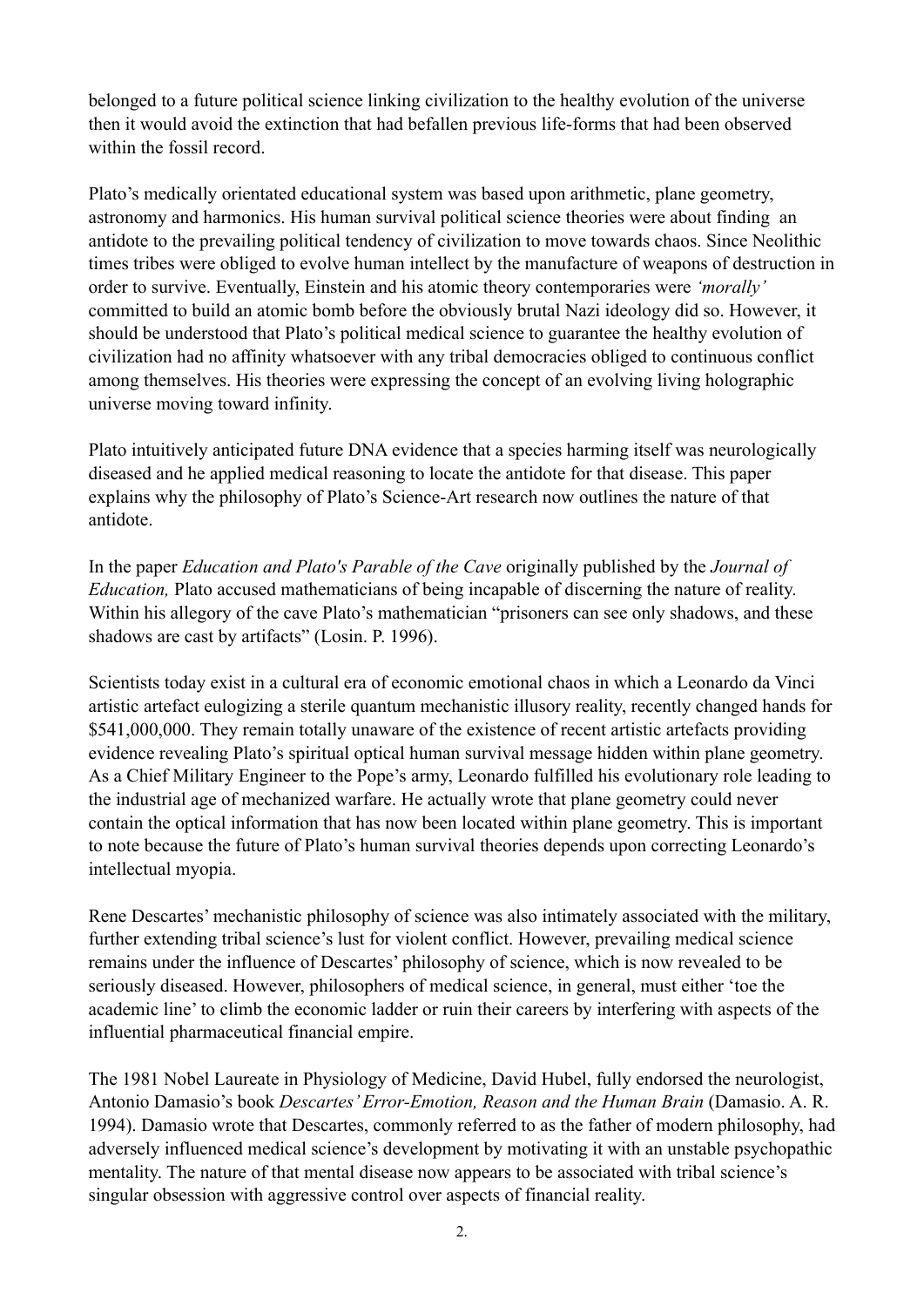belonged to a future political science linking civilization to the healthy evolution of the universe then it would avoid the extinction that had befallen previous life-forms that had been observed within the fossil record.

Plato's medically orientated educational system was based upon arithmetic, plane geometry, astronomy and harmonics. His human survival political science theories were about finding an antidote to the prevailing political tendency of civilization to move towards chaos. Since Neolithic times tribes were obliged to evolve human intellect by the manufacture of weapons of destruction in order to survive. Eventually, Einstein and his atomic theory contemporaries were *'morally'* committed to build an atomic bomb before the obviously brutal Nazi ideology did so. However, it should be understood that Plato's political medical science to guarantee the healthy evolution of civilization had no affinity whatsoever with any tribal democracies obliged to continuous conflict among themselves. His theories were expressing the concept of an evolving living holographic universe moving toward infinity.

Plato intuitively anticipated future DNA evidence that a species harming itself was neurologically diseased and he applied medical reasoning to locate the antidote for that disease. This paper explains why the philosophy of Plato's Science-Art research now outlines the nature of that antidote.

In the paper *Education and Plato's Parable of the Cave* originally published by the *Journal of Education,* Plato accused mathematicians of being incapable of discerning the nature of reality. Within his allegory of the cave Plato's mathematician "prisoners can see only shadows, and these shadows are cast by artifacts" (Losin. P. 1996).

Scientists today exist in a cultural era of economic emotional chaos in which a Leonardo da Vinci artistic artefact eulogizing a sterile quantum mechanistic illusory reality, recently changed hands for \$541,000,000. They remain totally unaware of the existence of recent artistic artefacts providing evidence revealing Plato's spiritual optical human survival message hidden within plane geometry. As a Chief Military Engineer to the Pope's army, Leonardo fulfilled his evolutionary role leading to the industrial age of mechanized warfare. He actually wrote that plane geometry could never contain the optical information that has now been located within plane geometry. This is important to note because the future of Plato's human survival theories depends upon correcting Leonardo's intellectual myopia.

Rene Descartes' mechanistic philosophy of science was also intimately associated with the military, further extending tribal science's lust for violent conflict. However, prevailing medical science remains under the influence of Descartes' philosophy of science, which is now revealed to be seriously diseased. However, philosophers of medical science, in general, must either 'toe the academic line' to climb the economic ladder or ruin their careers by interfering with aspects of the influential pharmaceutical financial empire.

The 1981 Nobel Laureate in Physiology of Medicine, David Hubel, fully endorsed the neurologist, Antonio Damasio's book *Descartes' Error-Emotion, Reason and the Human Brain* (Damasio. A. R. 1994). Damasio wrote that Descartes, commonly referred to as the father of modern philosophy, had adversely influenced medical science's development by motivating it with an unstable psychopathic mentality. The nature of that mental disease now appears to be associated with tribal science's singular obsession with aggressive control over aspects of financial reality.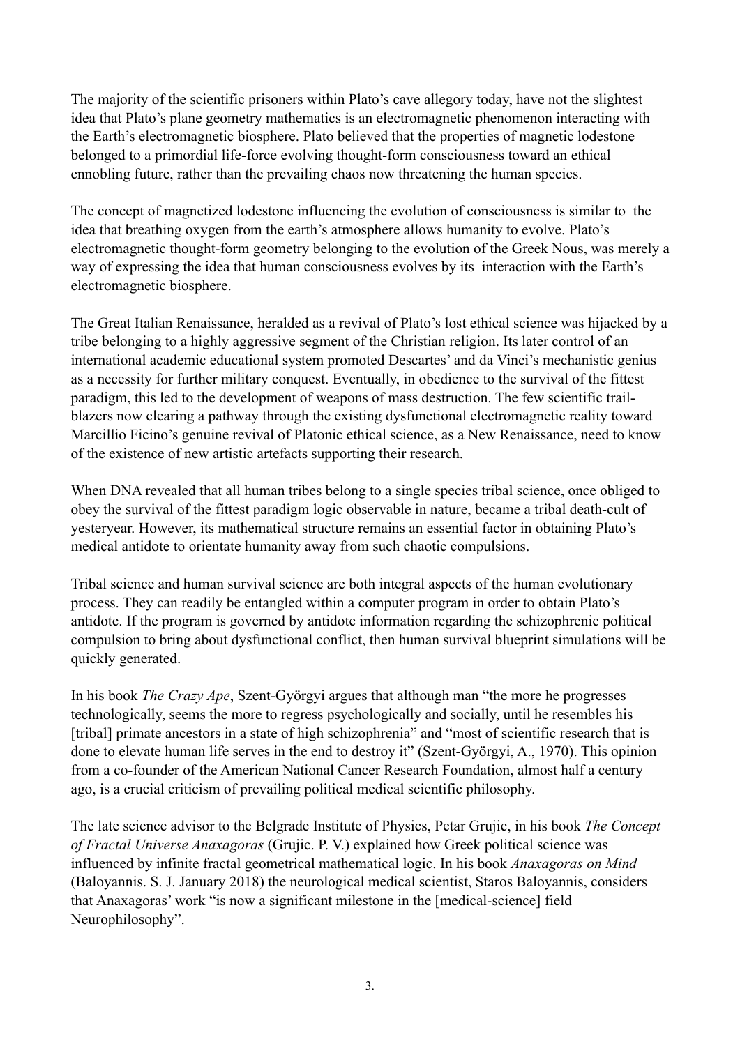The majority of the scientific prisoners within Plato's cave allegory today, have not the slightest idea that Plato's plane geometry mathematics is an electromagnetic phenomenon interacting with the Earth's electromagnetic biosphere. Plato believed that the properties of magnetic lodestone belonged to a primordial life-force evolving thought-form consciousness toward an ethical ennobling future, rather than the prevailing chaos now threatening the human species.

The concept of magnetized lodestone influencing the evolution of consciousness is similar to the idea that breathing oxygen from the earth's atmosphere allows humanity to evolve. Plato's electromagnetic thought-form geometry belonging to the evolution of the Greek Nous, was merely a way of expressing the idea that human consciousness evolves by its interaction with the Earth's electromagnetic biosphere.

The Great Italian Renaissance, heralded as a revival of Plato's lost ethical science was hijacked by a tribe belonging to a highly aggressive segment of the Christian religion. Its later control of an international academic educational system promoted Descartes' and da Vinci's mechanistic genius as a necessity for further military conquest. Eventually, in obedience to the survival of the fittest paradigm, this led to the development of weapons of mass destruction. The few scientific trail-blazers now clearing a pathway through the existing dysfunctional electromagnetic reality toward Marcillio Ficino's genuine revival of Platonic ethical science, as a New Renaissance, need to know of the existence of new artistic artefacts supporting their research.

When DNA revealed that all human tribes belong to a single species tribal science, once obliged to obey the survival of the fittest paradigm logic observable in nature, became a tribal death-cult of yesteryear. However, its mathematical structure remains an essential factor in obtaining Plato's medical antidote to orientate humanity away from such chaotic compulsions.

Tribal science and human survival science are both integral aspects of the human evolutionary process. They can readily be entangled within a computer program in order to obtain Plato's antidote. If the program is governed by antidote information regarding the schizophrenic political compulsion to bring about dysfunctional conflict, then human survival blueprint simulations will be quickly generated.

In his book *The Crazy Ape*, Szent-Györgyi argues that although man "the more he progresses technologically, seems the more to regress psychologically and socially, until he resembles his [tribal] primate ancestors in a state of high schizophrenia" and "most of scientific research that is done to elevate human life serves in the end to destroy it" (Szent-Györgyi, A., 1970). This opinion from a co-founder of the American National Cancer Research Foundation, almost half a century ago, is a crucial criticism of prevailing political medical scientific philosophy.

The late science advisor to the Belgrade Institute of Physics, Petar Grujic, in his book *The Concept of Fractal Universe Anaxagoras* (Grujic. P. V.) explained how Greek political science was influenced by infinite fractal geometrical mathematical logic. In his book *Anaxagoras on Mind* (Baloyannis. S. J. January 2018) the neurological medical scientist, Staros Baloyannis, considers that Anaxagoras' work "is now a significant milestone in the [medical-science] field Neurophilosophy".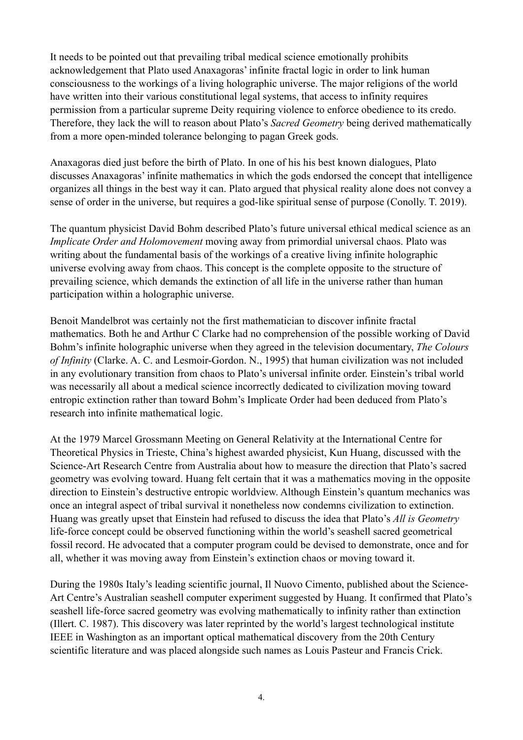It needs to be pointed out that prevailing tribal medical science emotionally prohibits acknowledgement that Plato used Anaxagoras' infinite fractal logic in order to link human consciousness to the workings of a living holographic universe. The major religions of the world have written into their various constitutional legal systems, that access to infinity requires permission from a particular supreme Deity requiring violence to enforce obedience to its credo. Therefore, they lack the will to reason about Plato's *Sacred Geometry* being derived mathematically from a more open-minded tolerance belonging to pagan Greek gods.

Anaxagoras died just before the birth of Plato. In one of his his best known dialogues, Plato discusses Anaxagoras' infinite mathematics in which the gods endorsed the concept that intelligence organizes all things in the best way it can. Plato argued that physical reality alone does not convey a sense of order in the universe, but requires a god-like spiritual sense of purpose (Conolly. T. 2019).

The quantum physicist David Bohm described Plato's future universal ethical medical science as an *Implicate Order and Holomovement* moving away from primordial universal chaos. Plato was writing about the fundamental basis of the workings of a creative living infinite holographic universe evolving away from chaos. This concept is the complete opposite to the structure of prevailing science, which demands the extinction of all life in the universe rather than human participation within a holographic universe.

Benoit Mandelbrot was certainly not the first mathematician to discover infinite fractal mathematics. Both he and Arthur C Clarke had no comprehension of the possible working of David Bohm's infinite holographic universe when they agreed in the television documentary, *The Colours of Infinity* (Clarke. A. C. and Lesmoir-Gordon. N., 1995) that human civilization was not included in any evolutionary transition from chaos to Plato's universal infinite order. Einstein's tribal world was necessarily all about a medical science incorrectly dedicated to civilization moving toward entropic extinction rather than toward Bohm's Implicate Order had been deduced from Plato's research into infinite mathematical logic.

At the 1979 Marcel Grossmann Meeting on General Relativity at the International Centre for Theoretical Physics in Trieste, China's highest awarded physicist, Kun Huang, discussed with the Science-Art Research Centre from Australia about how to measure the direction that Plato's sacred geometry was evolving toward. Huang felt certain that it was a mathematics moving in the opposite direction to Einstein's destructive entropic worldview. Although Einstein's quantum mechanics was once an integral aspect of tribal survival it nonetheless now condemns civilization to extinction. Huang was greatly upset that Einstein had refused to discuss the idea that Plato's *All is Geometry* life-force concept could be observed functioning within the world's seashell sacred geometrical fossil record. He advocated that a computer program could be devised to demonstrate, once and for all, whether it was moving away from Einstein's extinction chaos or moving toward it.

During the 1980s Italy's leading scientific journal, Il Nuovo Cimento, published about the Science-Art Centre's Australian seashell computer experiment suggested by Huang. It confirmed that Plato's seashell life-force sacred geometry was evolving mathematically to infinity rather than extinction (Illert. C. 1987). This discovery was later reprinted by the world's largest technological institute IEEE in Washington as an important optical mathematical discovery from the 20th Century scientific literature and was placed alongside such names as Louis Pasteur and Francis Crick.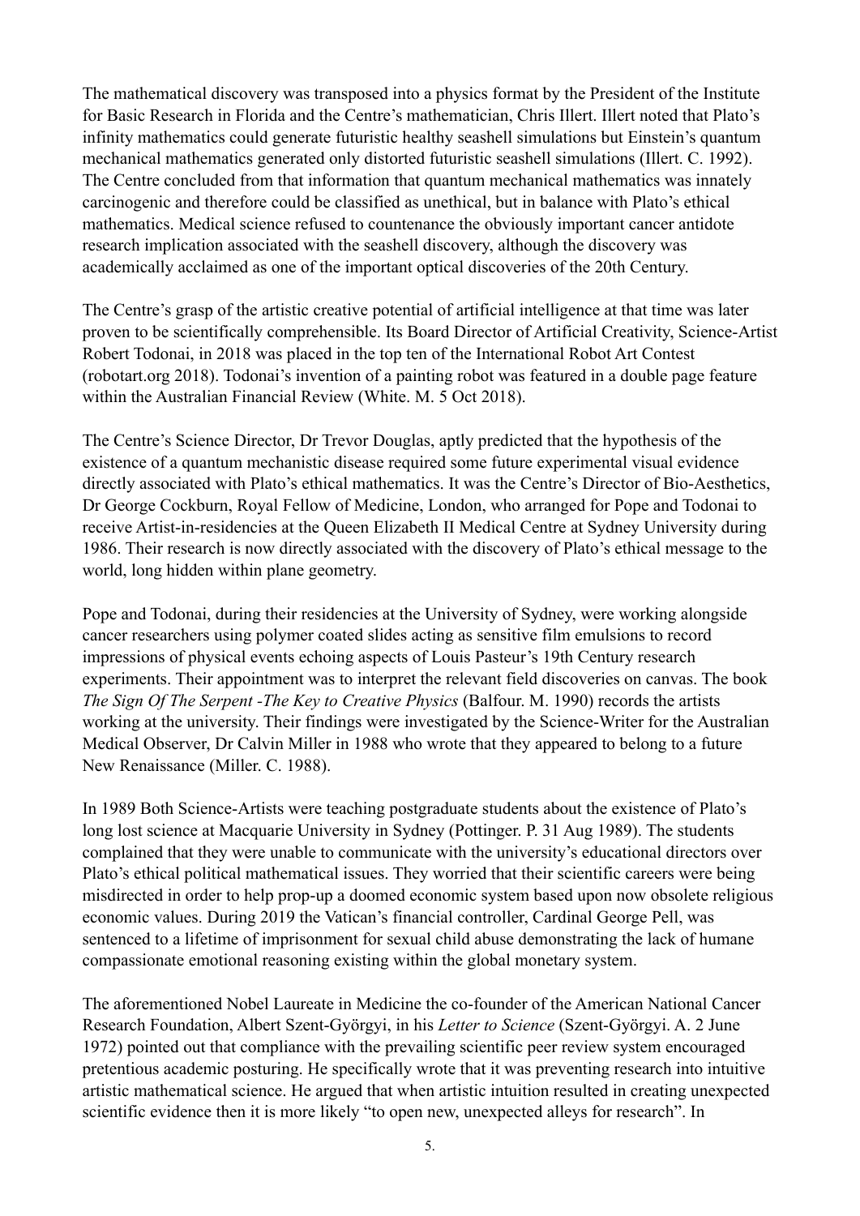The mathematical discovery was transposed into a physics format by the President of the Institute for Basic Research in Florida and the Centre's mathematician, Chris Illert. Illert noted that Plato's infinity mathematics could generate futuristic healthy seashell simulations but Einstein's quantum mechanical mathematics generated only distorted futuristic seashell simulations (Illert. C. 1992). The Centre concluded from that information that quantum mechanical mathematics was innately carcinogenic and therefore could be classified as unethical, but in balance with Plato's ethical mathematics. Medical science refused to countenance the obviously important cancer antidote research implication associated with the seashell discovery, although the discovery was academically acclaimed as one of the important optical discoveries of the 20th Century.

The Centre's grasp of the artistic creative potential of artificial intelligence at that time was later proven to be scientifically comprehensible. Its Board Director of Artificial Creativity, Science-Artist Robert Todonai, in 2018 was placed in the top ten of the International Robot Art Contest (robotart.org 2018). Todonai's invention of a painting robot was featured in a double page feature within the Australian Financial Review (White. M. 5 Oct 2018).

The Centre's Science Director, Dr Trevor Douglas, aptly predicted that the hypothesis of the existence of a quantum mechanistic disease required some future experimental visual evidence directly associated with Plato's ethical mathematics. It was the Centre's Director of Bio-Aesthetics, Dr George Cockburn, Royal Fellow of Medicine, London, who arranged for Pope and Todonai to receive Artist-in-residencies at the Queen Elizabeth II Medical Centre at Sydney University during 1986. Their research is now directly associated with the discovery of Plato's ethical message to the world, long hidden within plane geometry.

Pope and Todonai, during their residencies at the University of Sydney, were working alongside cancer researchers using polymer coated slides acting as sensitive film emulsions to record impressions of physical events echoing aspects of Louis Pasteur's 19th Century research experiments. Their appointment was to interpret the relevant field discoveries on canvas. The book *The Sign Of The Serpent -The Key to Creative Physics* (Balfour. M. 1990) records the artists working at the university. Their findings were investigated by the Science-Writer for the Australian Medical Observer, Dr Calvin Miller in 1988 who wrote that they appeared to belong to a future New Renaissance (Miller. C. 1988).

In 1989 Both Science-Artists were teaching postgraduate students about the existence of Plato's long lost science at Macquarie University in Sydney (Pottinger. P. 31 Aug 1989). The students complained that they were unable to communicate with the university's educational directors over Plato's ethical political mathematical issues. They worried that their scientific careers were being misdirected in order to help prop-up a doomed economic system based upon now obsolete religious economic values. During 2019 the Vatican's financial controller, Cardinal George Pell, was sentenced to a lifetime of imprisonment for sexual child abuse demonstrating the lack of humane compassionate emotional reasoning existing within the global monetary system.

The aforementioned Nobel Laureate in Medicine the co-founder of the American National Cancer Research Foundation, Albert Szent-Györgyi, in his *Letter to Science* (Szent-Györgyi. A. 2 June 1972) pointed out that compliance with the prevailing scientific peer review system encouraged pretentious academic posturing. He specifically wrote that it was preventing research into intuitive artistic mathematical science. He argued that when artistic intuition resulted in creating unexpected scientific evidence then it is more likely "to open new, unexpected alleys for research". In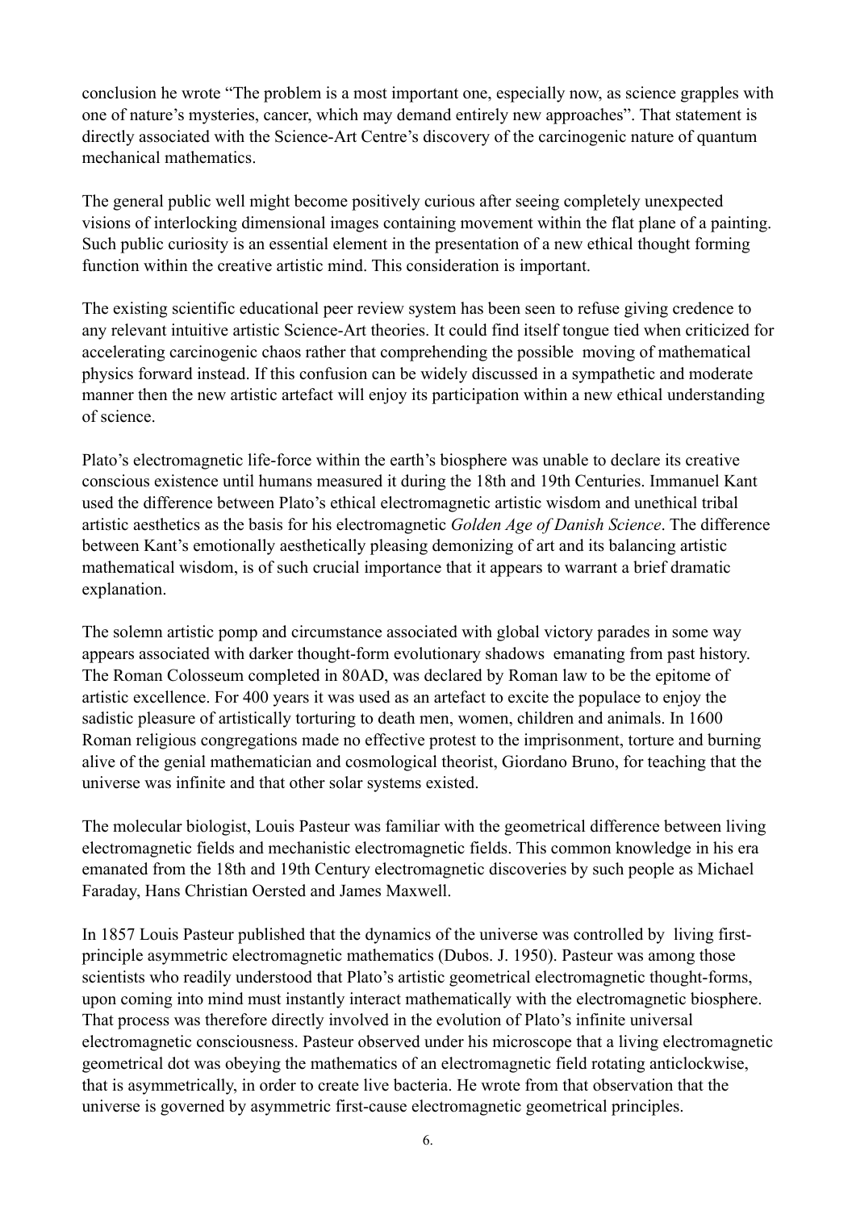conclusion he wrote “The problem is a most important one, especially now, as science grapples with one of nature’s mysteries, cancer, which may demand entirely new approaches”. That statement is directly associated with the Science-Art Centre’s discovery of the carcinogenic nature of quantum mechanical mathematics.

The general public well might become positively curious after seeing completely unexpected visions of interlocking dimensional images containing movement within the flat plane of a painting. Such public curiosity is an essential element in the presentation of a new ethical thought forming function within the creative artistic mind. This consideration is important.

The existing scientific educational peer review system has been seen to refuse giving credence to any relevant intuitive artistic Science-Art theories. It could find itself tongue tied when criticized for accelerating carcinogenic chaos rather that comprehending the possible moving of mathematical physics forward instead. If this confusion can be widely discussed in a sympathetic and moderate manner then the new artistic artefact will enjoy its participation within a new ethical understanding of science.

Plato’s electromagnetic life-force within the earth’s biosphere was unable to declare its creative conscious existence until humans measured it during the 18th and 19th Centuries. Immanuel Kant used the difference between Plato’s ethical electromagnetic artistic wisdom and unethical tribal artistic aesthetics as the basis for his electromagnetic *Golden Age of Danish Science*. The difference between Kant’s emotionally aesthetically pleasing demonizing of art and its balancing artistic mathematical wisdom, is of such crucial importance that it appears to warrant a brief dramatic explanation.

The solemn artistic pomp and circumstance associated with global victory parades in some way appears associated with darker thought-form evolutionary shadows emanating from past history. The Roman Colosseum completed in 80AD, was declared by Roman law to be the epitome of artistic excellence. For 400 years it was used as an artefact to excite the populace to enjoy the sadistic pleasure of artistically torturing to death men, women, children and animals. In 1600 Roman religious congregations made no effective protest to the imprisonment, torture and burning alive of the genial mathematician and cosmological theorist, Giordano Bruno, for teaching that the universe was infinite and that other solar systems existed.

The molecular biologist, Louis Pasteur was familiar with the geometrical difference between living electromagnetic fields and mechanistic electromagnetic fields. This common knowledge in his era emanated from the 18th and 19th Century electromagnetic discoveries by such people as Michael Faraday, Hans Christian Oersted and James Maxwell.

In 1857 Louis Pasteur published that the dynamics of the universe was controlled by living first-principle asymmetric electromagnetic mathematics (Dubos. J. 1950). Pasteur was among those scientists who readily understood that Plato’s artistic geometrical electromagnetic thought-forms, upon coming into mind must instantly interact mathematically with the electromagnetic biosphere. That process was therefore directly involved in the evolution of Plato’s infinite universal electromagnetic consciousness. Pasteur observed under his microscope that a living electromagnetic geometrical dot was obeying the mathematics of an electromagnetic field rotating anticlockwise, that is asymmetrically, in order to create live bacteria. He wrote from that observation that the universe is governed by asymmetric first-cause electromagnetic geometrical principles.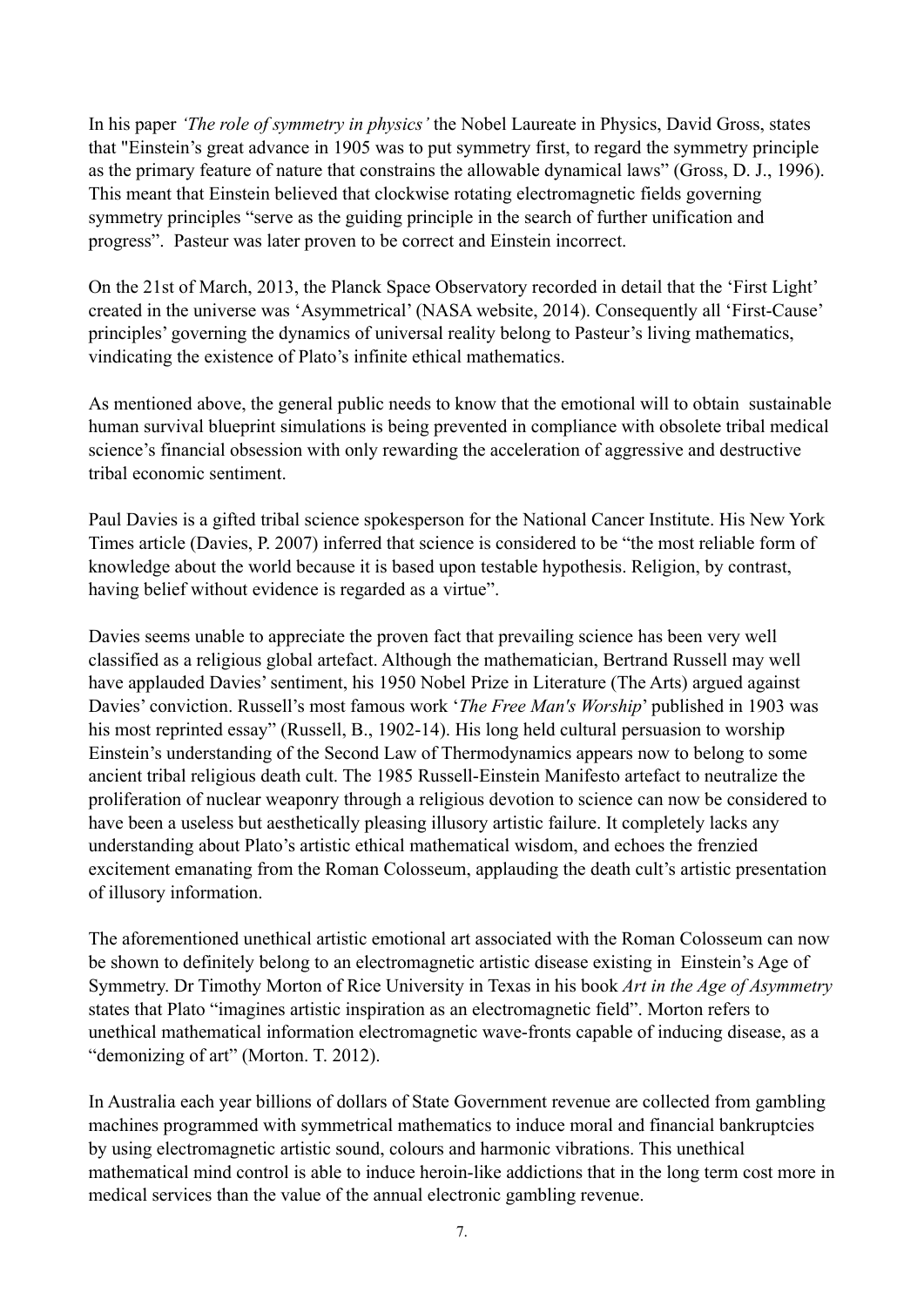In his paper *'The role of symmetry in physics'* the Nobel Laureate in Physics, David Gross, states that "Einstein's great advance in 1905 was to put symmetry first, to regard the symmetry principle as the primary feature of nature that constrains the allowable dynamical laws" (Gross, D. J., 1996). This meant that Einstein believed that clockwise rotating electromagnetic fields governing symmetry principles "serve as the guiding principle in the search of further unification and progress". Pasteur was later proven to be correct and Einstein incorrect.

On the 21st of March, 2013, the Planck Space Observatory recorded in detail that the 'First Light' created in the universe was 'Asymmetrical' (NASA website, 2014). Consequently all 'First-Cause' principles' governing the dynamics of universal reality belong to Pasteur's living mathematics, vindicating the existence of Plato's infinite ethical mathematics.

As mentioned above, the general public needs to know that the emotional will to obtain sustainable human survival blueprint simulations is being prevented in compliance with obsolete tribal medical science's financial obsession with only rewarding the acceleration of aggressive and destructive tribal economic sentiment.

Paul Davies is a gifted tribal science spokesperson for the National Cancer Institute. His New York Times article (Davies, P. 2007) inferred that science is considered to be "the most reliable form of knowledge about the world because it is based upon testable hypothesis. Religion, by contrast, having belief without evidence is regarded as a virtue".

Davies seems unable to appreciate the proven fact that prevailing science has been very well classified as a religious global artefact. Although the mathematician, Bertrand Russell may well have applauded Davies' sentiment, his 1950 Nobel Prize in Literature (The Arts) argued against Davies' conviction. Russell's most famous work '*The Free Man's Worship*' published in 1903 was his most reprinted essay" (Russell, B., 1902-14). His long held cultural persuasion to worship Einstein's understanding of the Second Law of Thermodynamics appears now to belong to some ancient tribal religious death cult. The 1985 Russell-Einstein Manifesto artefact to neutralize the proliferation of nuclear weaponry through a religious devotion to science can now be considered to have been a useless but aesthetically pleasing illusory artistic failure. It completely lacks any understanding about Plato's artistic ethical mathematical wisdom, and echoes the frenzied excitement emanating from the Roman Colosseum, applauding the death cult's artistic presentation of illusory information.

The aforementioned unethical artistic emotional art associated with the Roman Colosseum can now be shown to definitely belong to an electromagnetic artistic disease existing in Einstein's Age of Symmetry. Dr Timothy Morton of Rice University in Texas in his book *Art in the Age of Asymmetry* states that Plato "imagines artistic inspiration as an electromagnetic field". Morton refers to unethical mathematical information electromagnetic wave-fronts capable of inducing disease, as a "demonizing of art" (Morton. T. 2012).

In Australia each year billions of dollars of State Government revenue are collected from gambling machines programmed with symmetrical mathematics to induce moral and financial bankruptcies by using electromagnetic artistic sound, colours and harmonic vibrations. This unethical mathematical mind control is able to induce heroin-like addictions that in the long term cost more in medical services than the value of the annual electronic gambling revenue.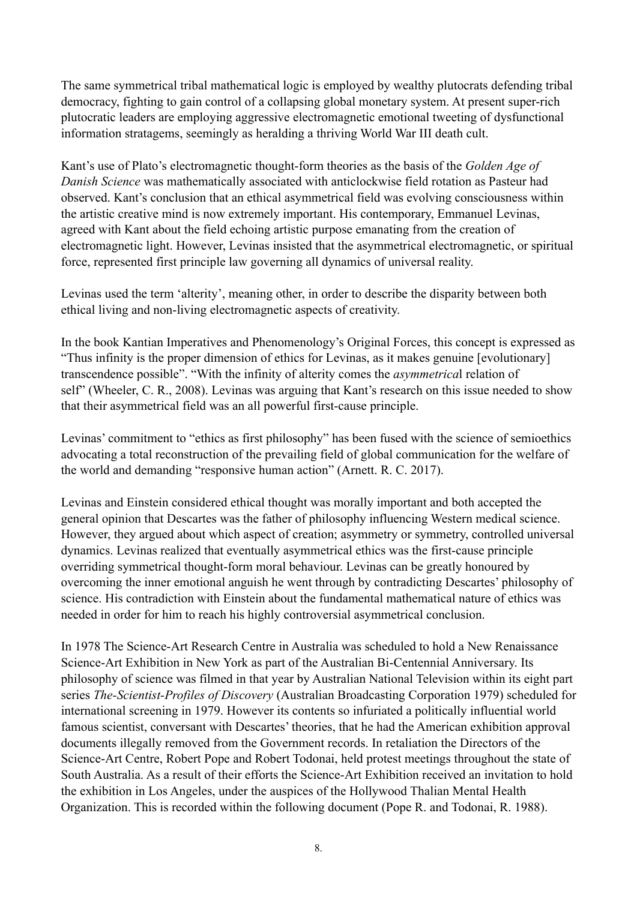The same symmetrical tribal mathematical logic is employed by wealthy plutocrats defending tribal democracy, fighting to gain control of a collapsing global monetary system. At present super-rich plutocratic leaders are employing aggressive electromagnetic emotional tweeting of dysfunctional information stratagems, seemingly as heralding a thriving World War III death cult.

Kant's use of Plato's electromagnetic thought-form theories as the basis of the *Golden Age of Danish Science* was mathematically associated with anticlockwise field rotation as Pasteur had observed. Kant's conclusion that an ethical asymmetrical field was evolving consciousness within the artistic creative mind is now extremely important. His contemporary, Emmanuel Levinas, agreed with Kant about the field echoing artistic purpose emanating from the creation of electromagnetic light. However, Levinas insisted that the asymmetrical electromagnetic, or spiritual force, represented first principle law governing all dynamics of universal reality.

Levinas used the term 'alterity', meaning other, in order to describe the disparity between both ethical living and non-living electromagnetic aspects of creativity.

In the book Kantian Imperatives and Phenomenology's Original Forces, this concept is expressed as "Thus infinity is the proper dimension of ethics for Levinas, as it makes genuine [evolutionary] transcendence possible". "With the infinity of alterity comes the *asymmetrica*l relation of self" (Wheeler, C. R., 2008). Levinas was arguing that Kant's research on this issue needed to show that their asymmetrical field was an all powerful first-cause principle.

Levinas' commitment to "ethics as first philosophy" has been fused with the science of semioethics advocating a total reconstruction of the prevailing field of global communication for the welfare of the world and demanding "responsive human action" (Arnett. R. C. 2017).

Levinas and Einstein considered ethical thought was morally important and both accepted the general opinion that Descartes was the father of philosophy influencing Western medical science. However, they argued about which aspect of creation; asymmetry or symmetry, controlled universal dynamics. Levinas realized that eventually asymmetrical ethics was the first-cause principle overriding symmetrical thought-form moral behaviour. Levinas can be greatly honoured by overcoming the inner emotional anguish he went through by contradicting Descartes' philosophy of science. His contradiction with Einstein about the fundamental mathematical nature of ethics was needed in order for him to reach his highly controversial asymmetrical conclusion.

In 1978 The Science-Art Research Centre in Australia was scheduled to hold a New Renaissance Science-Art Exhibition in New York as part of the Australian Bi-Centennial Anniversary. Its philosophy of science was filmed in that year by Australian National Television within its eight part series *The-Scientist-Profiles of Discovery* (Australian Broadcasting Corporation 1979) scheduled for international screening in 1979. However its contents so infuriated a politically influential world famous scientist, conversant with Descartes' theories, that he had the American exhibition approval documents illegally removed from the Government records. In retaliation the Directors of the Science-Art Centre, Robert Pope and Robert Todonai, held protest meetings throughout the state of South Australia. As a result of their efforts the Science-Art Exhibition received an invitation to hold the exhibition in Los Angeles, under the auspices of the Hollywood Thalian Mental Health Organization. This is recorded within the following document (Pope R. and Todonai, R. 1988).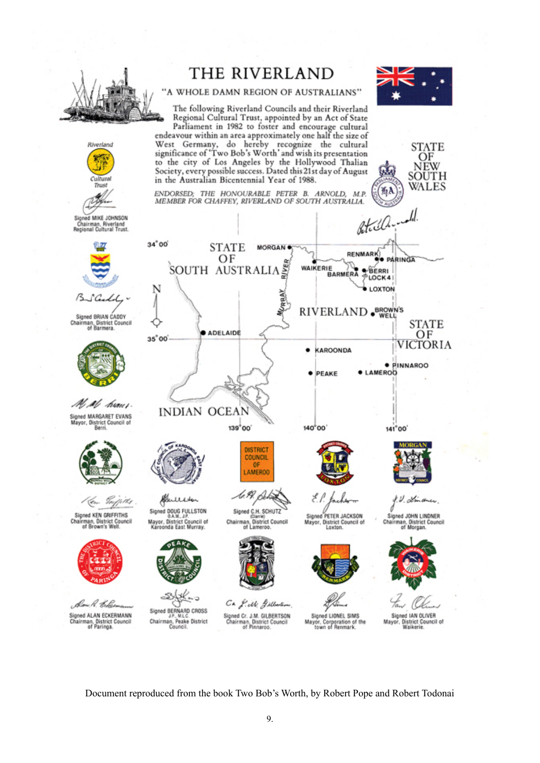# THE RIVERLAND

"A WHOLE DAMN REGION OF AUSTRALIANS"

The following Riverland Councils and their Riverland Regional Cultural Trust, appointed by an Act of State Parliament in 1982 to foster and encourage cultural endeavour within an area approximately one half the size of West Germany, do hereby recognize the cultural significance of 'Two Bob's Worth' and wish its presentation to the city of Los Angeles by the Hollywood Thalian Society, every possible success. Dated this 21st day of August in the Australian Bicentennial Year of 1988.

*ENDORSED; THE HONOURABLE PETER B. ARNOLD, M.P. MEMBER FOR CHAFFEY, RIVERLAND OF SOUTH AUSTRALIA.*

STATE OF NEW SOUTH WALES

STATE OF SOUTH AUSTRALIA — MORGAN, RENMARK, PARINGA, WAIKERIE, BARMERA, BERRI, LOCK 4, LOXTON, MURRAY RIVER, RIVERLAND, BROWN'S WELL, ADELAIDE, KAROONDA, PINNAROO, PEAKE, LAMEROO, STATE OF VICTORIA, INDIAN OCEAN, N, 34° 00', 35° 00', 139° 00', 140° 00', 141° 00'

Signed MIKE JOHNSON Chairman, Riverland Regional Cultural Trust.

Signed BRIAN CADDY Chairman, District Council of Barmera.

Signed MARGARET EVANS Mayor, District Council of Berri.

Signed KEN GRIFFITHS Chairman, District Council of Brown's Well.

Signed DOUG FULLSTON O.A.M., J.P. Mayor, District Council of Karoonda East Murray.

Signed C.H. SCHUTZ (Clarrie) Chairman, District Council of Lameroo.

Signed PETER JACKSON Mayor, District Council of Loxton.

Signed JOHN LINDNER Chairman, District Council of Morgan.

Signed ALAN ECKERMANN Chairman, District Council of Paringa.

Signed BERNARD CROSS J.P., M.L.C. Chairman, Peake District Council.

Signed Cr. J.M. GILBERTSON Chairman, District Council of Pinnaroo.

Signed LIONEL SIMS Mayor, Corporation of the town of Renmark.

Signed IAN OLIVER Mayor, District Council of Waikerie.

Document reproduced from the book Two Bob's Worth, by Robert Pope and Robert Todonai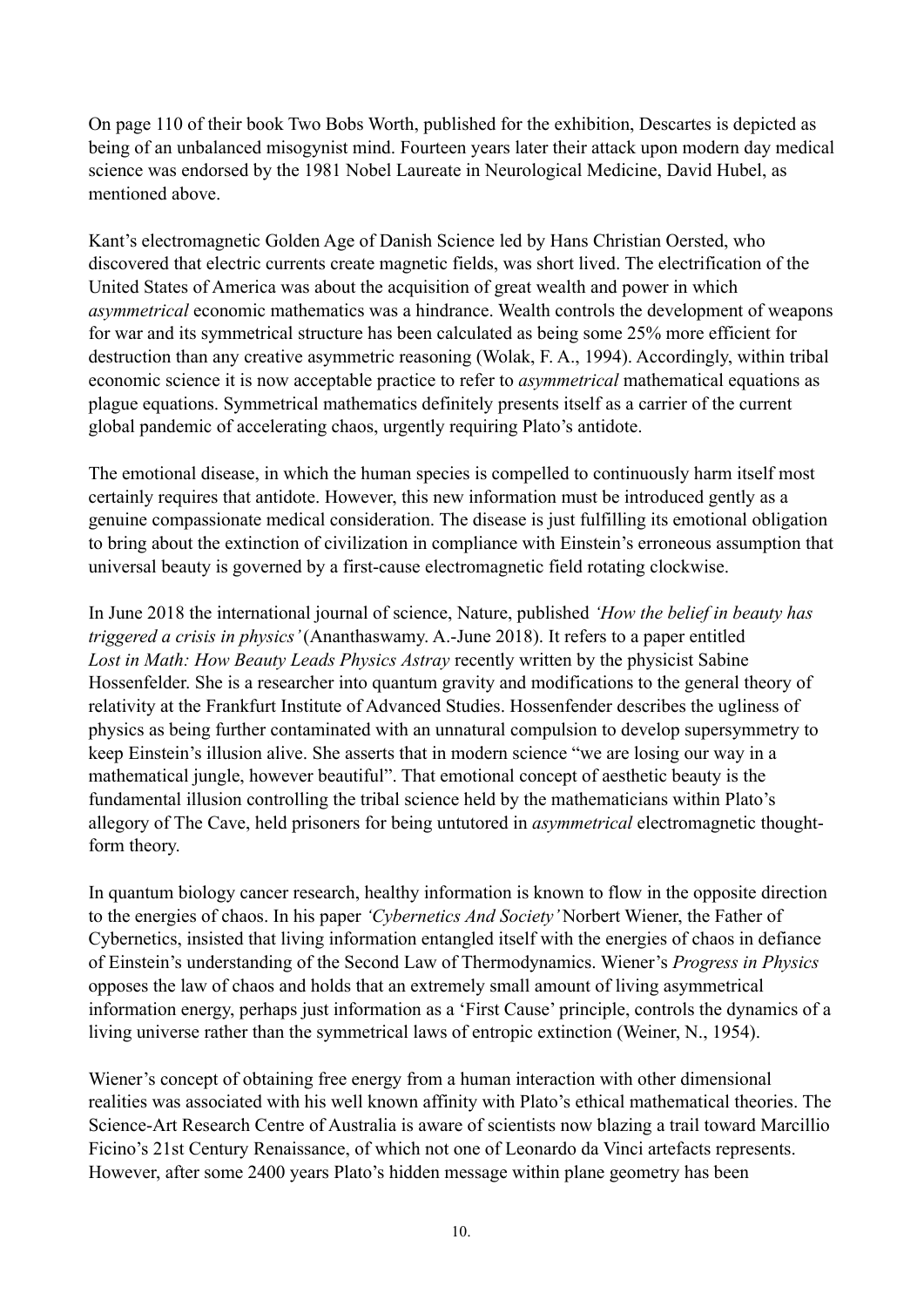On page 110 of their book Two Bobs Worth, published for the exhibition, Descartes is depicted as being of an unbalanced misogynist mind. Fourteen years later their attack upon modern day medical science was endorsed by the 1981 Nobel Laureate in Neurological Medicine, David Hubel, as mentioned above.

Kant's electromagnetic Golden Age of Danish Science led by Hans Christian Oersted, who discovered that electric currents create magnetic fields, was short lived. The electrification of the United States of America was about the acquisition of great wealth and power in which *asymmetrical* economic mathematics was a hindrance. Wealth controls the development of weapons for war and its symmetrical structure has been calculated as being some 25% more efficient for destruction than any creative asymmetric reasoning (Wolak, F. A., 1994). Accordingly, within tribal economic science it is now acceptable practice to refer to *asymmetrical* mathematical equations as plague equations. Symmetrical mathematics definitely presents itself as a carrier of the current global pandemic of accelerating chaos, urgently requiring Plato's antidote.

The emotional disease, in which the human species is compelled to continuously harm itself most certainly requires that antidote. However, this new information must be introduced gently as a genuine compassionate medical consideration. The disease is just fulfilling its emotional obligation to bring about the extinction of civilization in compliance with Einstein's erroneous assumption that universal beauty is governed by a first-cause electromagnetic field rotating clockwise.

In June 2018 the international journal of science, Nature, published *'How the belief in beauty has triggered a crisis in physics'* (Ananthaswamy. A.-June 2018). It refers to a paper entitled *Lost in Math: How Beauty Leads Physics Astray* recently written by the physicist Sabine Hossenfelder. She is a researcher into quantum gravity and modifications to the general theory of relativity at the Frankfurt Institute of Advanced Studies. Hossenfender describes the ugliness of physics as being further contaminated with an unnatural compulsion to develop supersymmetry to keep Einstein's illusion alive. She asserts that in modern science "we are losing our way in a mathematical jungle, however beautiful". That emotional concept of aesthetic beauty is the fundamental illusion controlling the tribal science held by the mathematicians within Plato's allegory of The Cave, held prisoners for being untutored in *asymmetrical* electromagnetic thought-form theory.

In quantum biology cancer research, healthy information is known to flow in the opposite direction to the energies of chaos. In his paper *'Cybernetics And Society'* Norbert Wiener, the Father of Cybernetics, insisted that living information entangled itself with the energies of chaos in defiance of Einstein's understanding of the Second Law of Thermodynamics. Wiener's *Progress in Physics* opposes the law of chaos and holds that an extremely small amount of living asymmetrical information energy, perhaps just information as a 'First Cause' principle, controls the dynamics of a living universe rather than the symmetrical laws of entropic extinction (Weiner, N., 1954).

Wiener's concept of obtaining free energy from a human interaction with other dimensional realities was associated with his well known affinity with Plato's ethical mathematical theories. The Science-Art Research Centre of Australia is aware of scientists now blazing a trail toward Marcillio Ficino's 21st Century Renaissance, of which not one of Leonardo da Vinci artefacts represents. However, after some 2400 years Plato's hidden message within plane geometry has been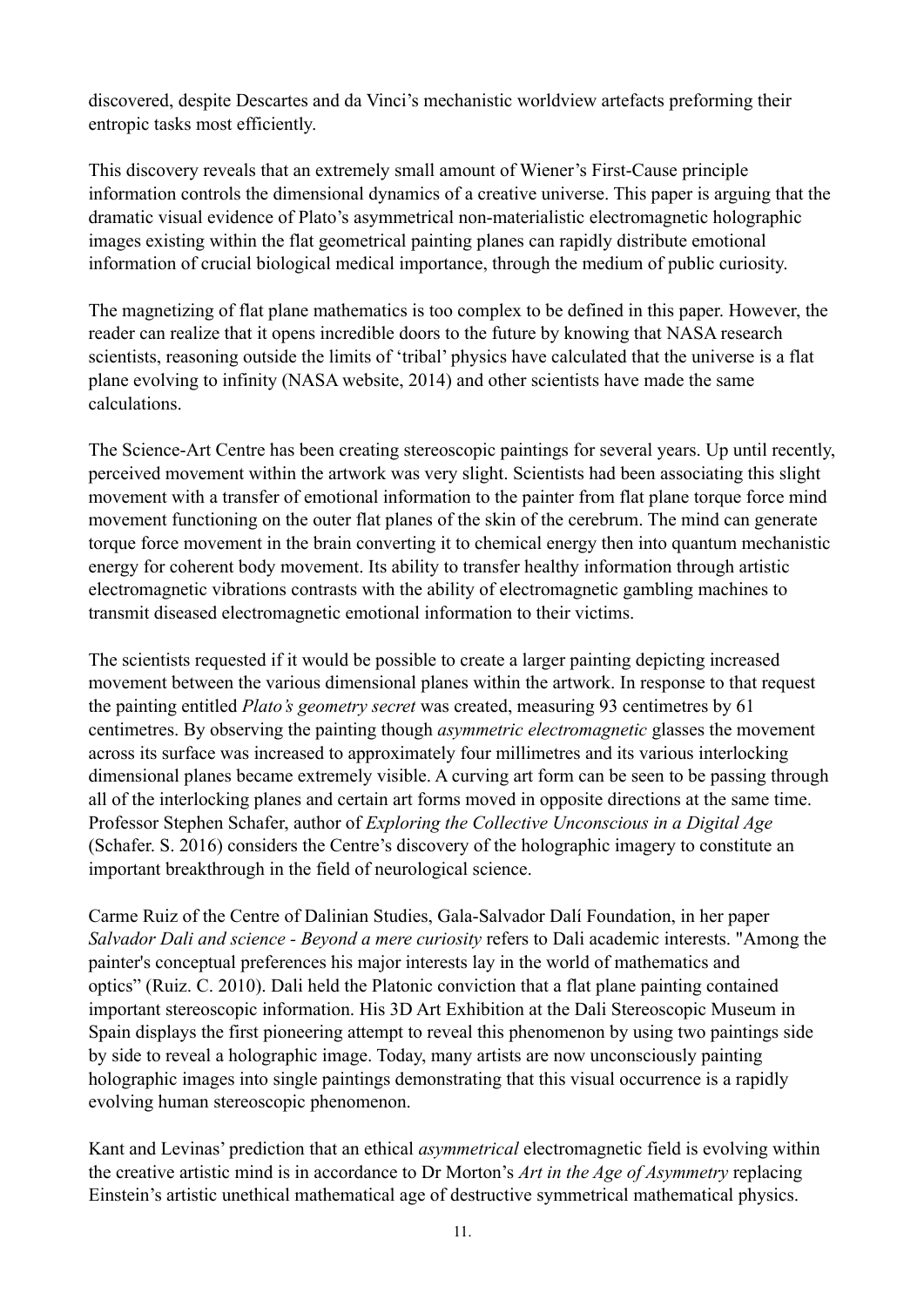discovered, despite Descartes and da Vinci's mechanistic worldview artefacts preforming their entropic tasks most efficiently.

This discovery reveals that an extremely small amount of Wiener's First-Cause principle information controls the dimensional dynamics of a creative universe. This paper is arguing that the dramatic visual evidence of Plato's asymmetrical non-materialistic electromagnetic holographic images existing within the flat geometrical painting planes can rapidly distribute emotional information of crucial biological medical importance, through the medium of public curiosity.

The magnetizing of flat plane mathematics is too complex to be defined in this paper. However, the reader can realize that it opens incredible doors to the future by knowing that NASA research scientists, reasoning outside the limits of 'tribal' physics have calculated that the universe is a flat plane evolving to infinity (NASA website, 2014) and other scientists have made the same calculations.

The Science-Art Centre has been creating stereoscopic paintings for several years. Up until recently, perceived movement within the artwork was very slight. Scientists had been associating this slight movement with a transfer of emotional information to the painter from flat plane torque force mind movement functioning on the outer flat planes of the skin of the cerebrum. The mind can generate torque force movement in the brain converting it to chemical energy then into quantum mechanistic energy for coherent body movement. Its ability to transfer healthy information through artistic electromagnetic vibrations contrasts with the ability of electromagnetic gambling machines to transmit diseased electromagnetic emotional information to their victims.

The scientists requested if it would be possible to create a larger painting depicting increased movement between the various dimensional planes within the artwork. In response to that request the painting entitled *Plato's geometry secret* was created, measuring 93 centimetres by 61 centimetres. By observing the painting though *asymmetric electromagnetic* glasses the movement across its surface was increased to approximately four millimetres and its various interlocking dimensional planes became extremely visible. A curving art form can be seen to be passing through all of the interlocking planes and certain art forms moved in opposite directions at the same time. Professor Stephen Schafer, author of *Exploring the Collective Unconscious in a Digital Age* (Schafer. S. 2016) considers the Centre's discovery of the holographic imagery to constitute an important breakthrough in the field of neurological science.

Carme Ruiz of the Centre of Dalinian Studies, Gala-Salvador Dalí Foundation, in her paper *Salvador Dali and science - Beyond a mere curiosity* refers to Dali academic interests. "Among the painter's conceptual preferences his major interests lay in the world of mathematics and optics" (Ruiz. C. 2010). Dali held the Platonic conviction that a flat plane painting contained important stereoscopic information. His 3D Art Exhibition at the Dali Stereoscopic Museum in Spain displays the first pioneering attempt to reveal this phenomenon by using two paintings side by side to reveal a holographic image. Today, many artists are now unconsciously painting holographic images into single paintings demonstrating that this visual occurrence is a rapidly evolving human stereoscopic phenomenon.

Kant and Levinas' prediction that an ethical *asymmetrical* electromagnetic field is evolving within the creative artistic mind is in accordance to Dr Morton's *Art in the Age of Asymmetry* replacing Einstein's artistic unethical mathematical age of destructive symmetrical mathematical physics.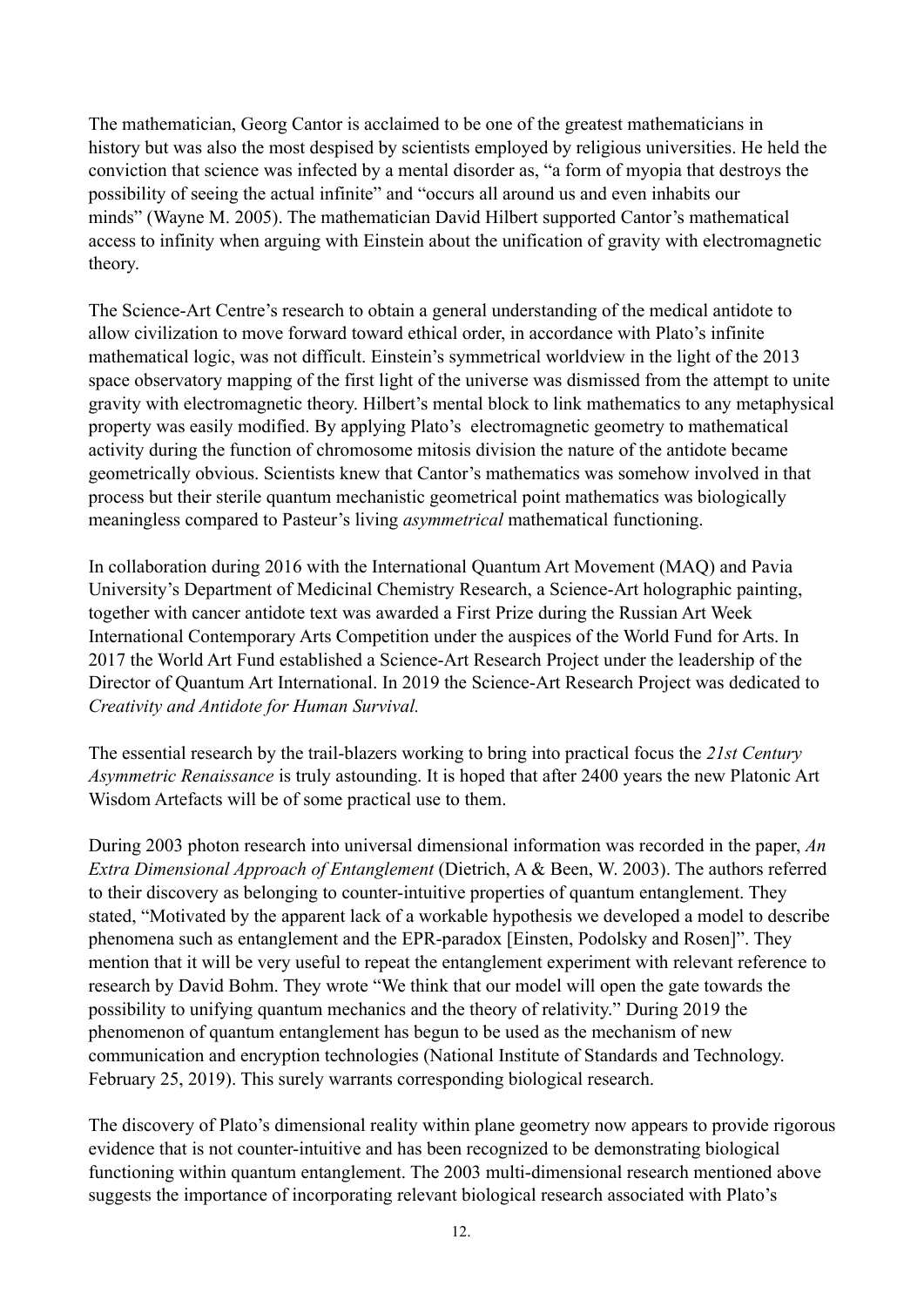The mathematician, Georg Cantor is acclaimed to be one of the greatest mathematicians in history but was also the most despised by scientists employed by religious universities. He held the conviction that science was infected by a mental disorder as, "a form of myopia that destroys the possibility of seeing the actual infinite" and "occurs all around us and even inhabits our minds" (Wayne M. 2005). The mathematician David Hilbert supported Cantor's mathematical access to infinity when arguing with Einstein about the unification of gravity with electromagnetic theory.

The Science-Art Centre's research to obtain a general understanding of the medical antidote to allow civilization to move forward toward ethical order, in accordance with Plato's infinite mathematical logic, was not difficult. Einstein's symmetrical worldview in the light of the 2013 space observatory mapping of the first light of the universe was dismissed from the attempt to unite gravity with electromagnetic theory. Hilbert's mental block to link mathematics to any metaphysical property was easily modified. By applying Plato's electromagnetic geometry to mathematical activity during the function of chromosome mitosis division the nature of the antidote became geometrically obvious. Scientists knew that Cantor's mathematics was somehow involved in that process but their sterile quantum mechanistic geometrical point mathematics was biologically meaningless compared to Pasteur's living *asymmetrical* mathematical functioning.

In collaboration during 2016 with the International Quantum Art Movement (MAQ) and Pavia University's Department of Medicinal Chemistry Research, a Science-Art holographic painting, together with cancer antidote text was awarded a First Prize during the Russian Art Week International Contemporary Arts Competition under the auspices of the World Fund for Arts. In 2017 the World Art Fund established a Science-Art Research Project under the leadership of the Director of Quantum Art International. In 2019 the Science-Art Research Project was dedicated to *Creativity and Antidote for Human Survival.*

The essential research by the trail-blazers working to bring into practical focus the *21st Century Asymmetric Renaissance* is truly astounding. It is hoped that after 2400 years the new Platonic Art Wisdom Artefacts will be of some practical use to them.

During 2003 photon research into universal dimensional information was recorded in the paper, *An Extra Dimensional Approach of Entanglement* (Dietrich, A & Been, W. 2003). The authors referred to their discovery as belonging to counter-intuitive properties of quantum entanglement. They stated, "Motivated by the apparent lack of a workable hypothesis we developed a model to describe phenomena such as entanglement and the EPR-paradox [Einsten, Podolsky and Rosen]". They mention that it will be very useful to repeat the entanglement experiment with relevant reference to research by David Bohm. They wrote "We think that our model will open the gate towards the possibility to unifying quantum mechanics and the theory of relativity." During 2019 the phenomenon of quantum entanglement has begun to be used as the mechanism of new communication and encryption technologies (National Institute of Standards and Technology. February 25, 2019). This surely warrants corresponding biological research.

The discovery of Plato's dimensional reality within plane geometry now appears to provide rigorous evidence that is not counter-intuitive and has been recognized to be demonstrating biological functioning within quantum entanglement. The 2003 multi-dimensional research mentioned above suggests the importance of incorporating relevant biological research associated with Plato's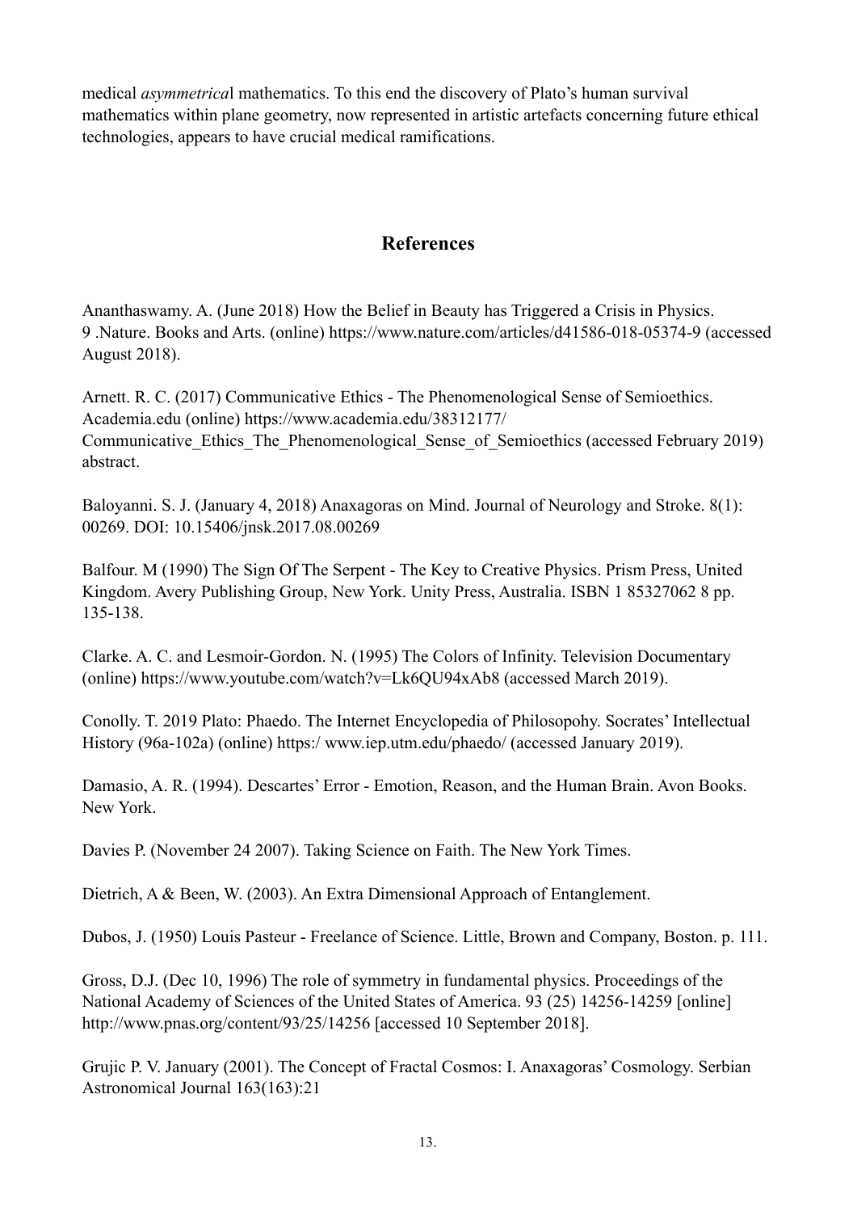medical *asymmetrica*l mathematics. To this end the discovery of Plato's human survival mathematics within plane geometry, now represented in artistic artefacts concerning future ethical technologies, appears to have crucial medical ramifications.

## References

Ananthaswamy. A. (June 2018) How the Belief in Beauty has Triggered a Crisis in Physics. 9 .Nature. Books and Arts. (online) https://www.nature.com/articles/d41586-018-05374-9 (accessed August 2018).

Arnett. R. C. (2017) Communicative Ethics - The Phenomenological Sense of Semioethics. Academia.edu (online) https://www.academia.edu/38312177/Communicative_Ethics_The_Phenomenological_Sense_of_Semioethics (accessed February 2019) abstract.

Baloyanni. S. J. (January 4, 2018) Anaxagoras on Mind. Journal of Neurology and Stroke. 8(1): 00269. DOI: 10.15406/jnsk.2017.08.00269

Balfour. M (1990) The Sign Of The Serpent - The Key to Creative Physics. Prism Press, United Kingdom. Avery Publishing Group, New York. Unity Press, Australia. ISBN 1 85327062 8 pp. 135-138.

Clarke. A. C. and Lesmoir-Gordon. N. (1995) The Colors of Infinity. Television Documentary (online) https://www.youtube.com/watch?v=Lk6QU94xAb8 (accessed March 2019).

Conolly. T. 2019 Plato: Phaedo. The Internet Encyclopedia of Philosopohy. Socrates' Intellectual History (96a-102a) (online) https:/ www.iep.utm.edu/phaedo/ (accessed January 2019).

Damasio, A. R. (1994). Descartes' Error - Emotion, Reason, and the Human Brain. Avon Books. New York.

Davies P. (November 24 2007). Taking Science on Faith. The New York Times.

Dietrich, A & Been, W. (2003). An Extra Dimensional Approach of Entanglement.

Dubos, J. (1950) Louis Pasteur - Freelance of Science. Little, Brown and Company, Boston. p. 111.

Gross, D.J. (Dec 10, 1996) The role of symmetry in fundamental physics. Proceedings of the National Academy of Sciences of the United States of America. 93 (25) 14256-14259 [online] http://www.pnas.org/content/93/25/14256 [accessed 10 September 2018].

Grujic P. V. January (2001). The Concept of Fractal Cosmos: I. Anaxagoras' Cosmology. Serbian Astronomical Journal 163(163):21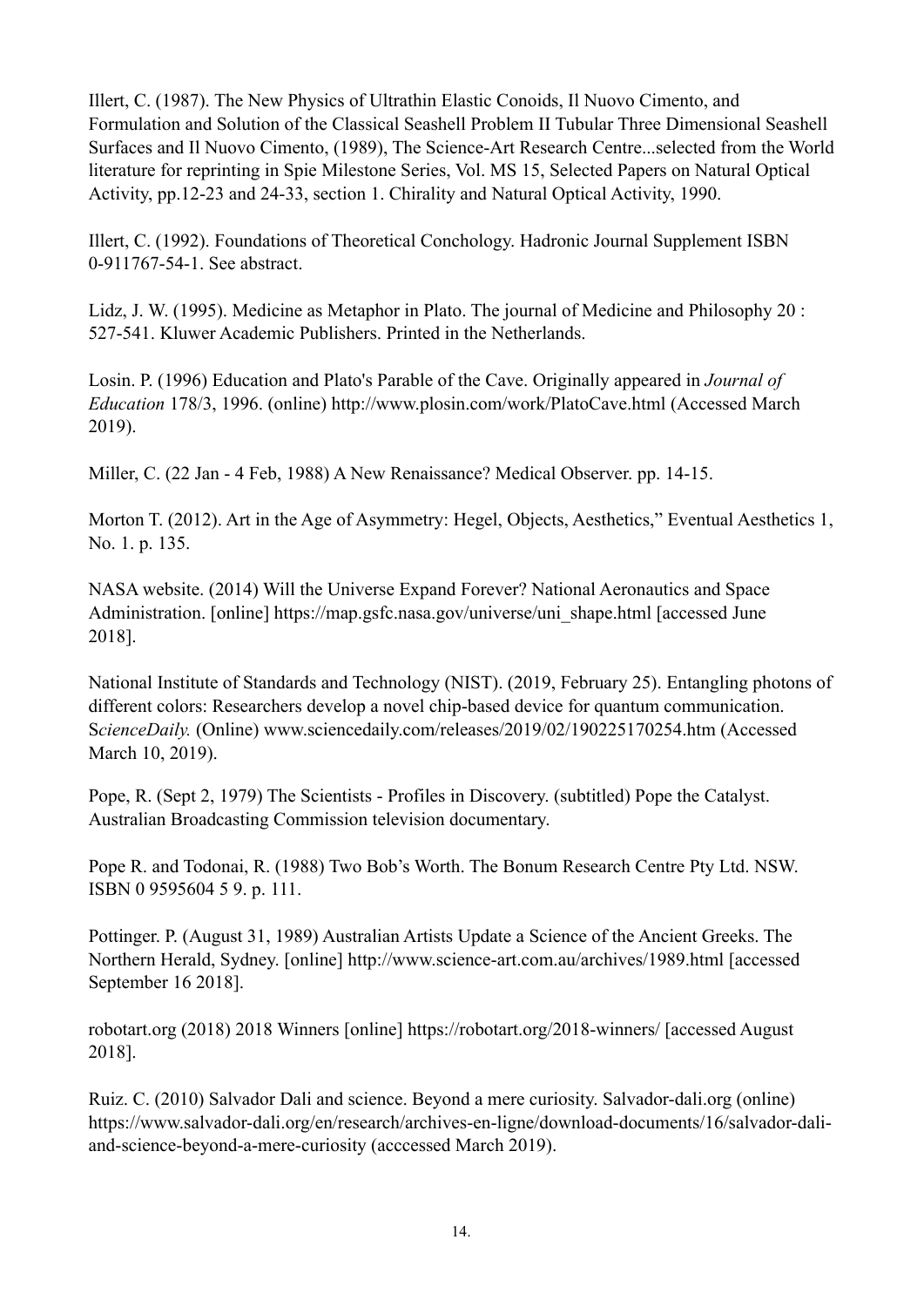Illert, C. (1987). The New Physics of Ultrathin Elastic Conoids, Il Nuovo Cimento, and Formulation and Solution of the Classical Seashell Problem II Tubular Three Dimensional Seashell Surfaces and Il Nuovo Cimento, (1989), The Science-Art Research Centre...selected from the World literature for reprinting in Spie Milestone Series, Vol. MS 15, Selected Papers on Natural Optical Activity, pp.12-23 and 24-33, section 1. Chirality and Natural Optical Activity, 1990.

Illert, C. (1992). Foundations of Theoretical Conchology. Hadronic Journal Supplement ISBN 0-911767-54-1. See abstract.

Lidz, J. W. (1995). Medicine as Metaphor in Plato. The journal of Medicine and Philosophy 20 : 527-541. Kluwer Academic Publishers. Printed in the Netherlands.

Losin. P. (1996) Education and Plato's Parable of the Cave. Originally appeared in *Journal of Education* 178/3, 1996. (online) http://www.plosin.com/work/PlatoCave.html (Accessed March 2019).

Miller, C. (22 Jan - 4 Feb, 1988) A New Renaissance? Medical Observer. pp. 14-15.

Morton T. (2012). Art in the Age of Asymmetry: Hegel, Objects, Aesthetics," Eventual Aesthetics 1, No. 1. p. 135.

NASA website. (2014) Will the Universe Expand Forever? National Aeronautics and Space Administration. [online] https://map.gsfc.nasa.gov/universe/uni_shape.html [accessed June 2018].

National Institute of Standards and Technology (NIST). (2019, February 25). Entangling photons of different colors: Researchers develop a novel chip-based device for quantum communication. S*cienceDaily.* (Online) www.sciencedaily.com/releases/2019/02/190225170254.htm (Accessed March 10, 2019).

Pope, R. (Sept 2, 1979) The Scientists - Profiles in Discovery. (subtitled) Pope the Catalyst. Australian Broadcasting Commission television documentary.

Pope R. and Todonai, R. (1988) Two Bob's Worth. The Bonum Research Centre Pty Ltd. NSW. ISBN 0 9595604 5 9. p. 111.

Pottinger. P. (August 31, 1989) Australian Artists Update a Science of the Ancient Greeks. The Northern Herald, Sydney. [online] http://www.science-art.com.au/archives/1989.html [accessed September 16 2018].

robotart.org (2018) 2018 Winners [online] https://robotart.org/2018-winners/ [accessed August 2018].

Ruiz. C. (2010) Salvador Dali and science. Beyond a mere curiosity. Salvador-dali.org (online) https://www.salvador-dali.org/en/research/archives-en-ligne/download-documents/16/salvador-dali-and-science-beyond-a-mere-curiosity (acccessed March 2019).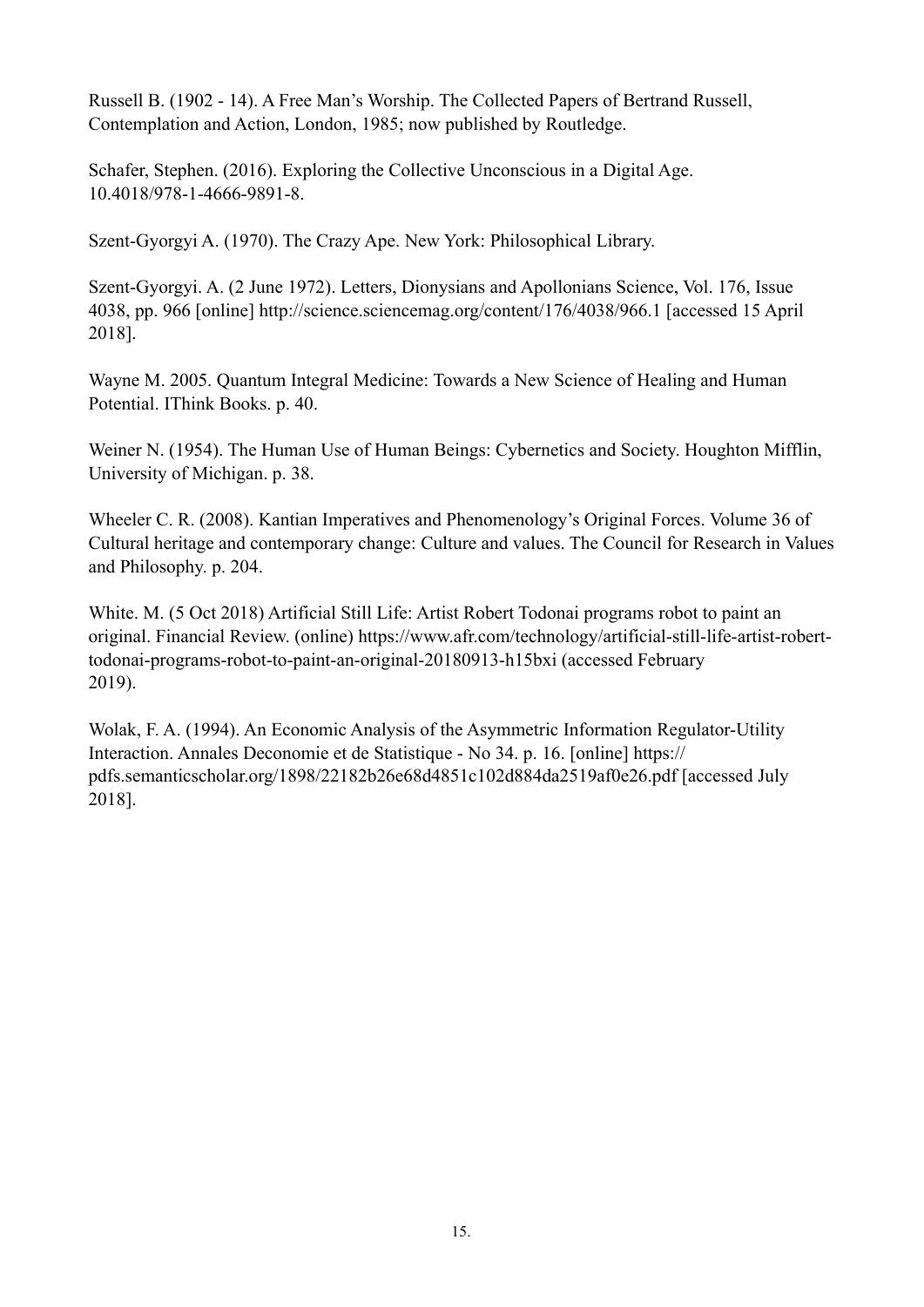Russell B. (1902 - 14). A Free Man's Worship. The Collected Papers of Bertrand Russell, Contemplation and Action, London, 1985; now published by Routledge.

Schafer, Stephen. (2016). Exploring the Collective Unconscious in a Digital Age. 10.4018/978-1-4666-9891-8.

Szent-Gyorgyi A. (1970). The Crazy Ape. New York: Philosophical Library.

Szent-Gyorgyi. A. (2 June 1972). Letters, Dionysians and Apollonians Science, Vol. 176, Issue 4038, pp. 966 [online] http://science.sciencemag.org/content/176/4038/966.1 [accessed 15 April 2018].

Wayne M. 2005. Quantum Integral Medicine: Towards a New Science of Healing and Human Potential. IThink Books. p. 40.

Weiner N. (1954). The Human Use of Human Beings: Cybernetics and Society. Houghton Mifflin, University of Michigan. p. 38.

Wheeler C. R. (2008). Kantian Imperatives and Phenomenology's Original Forces. Volume 36 of Cultural heritage and contemporary change: Culture and values. The Council for Research in Values and Philosophy. p. 204.

White. M. (5 Oct 2018) Artificial Still Life: Artist Robert Todonai programs robot to paint an original. Financial Review. (online) https://www.afr.com/technology/artificial-still-life-artist-robert-todonai-programs-robot-to-paint-an-original-20180913-h15bxi (accessed February 2019).

Wolak, F. A. (1994). An Economic Analysis of the Asymmetric Information Regulator-Utility Interaction. Annales Deconomie et de Statistique - No 34. p. 16. [online] https://pdfs.semanticscholar.org/1898/22182b26e68d4851c102d884da2519af0e26.pdf [accessed July 2018].